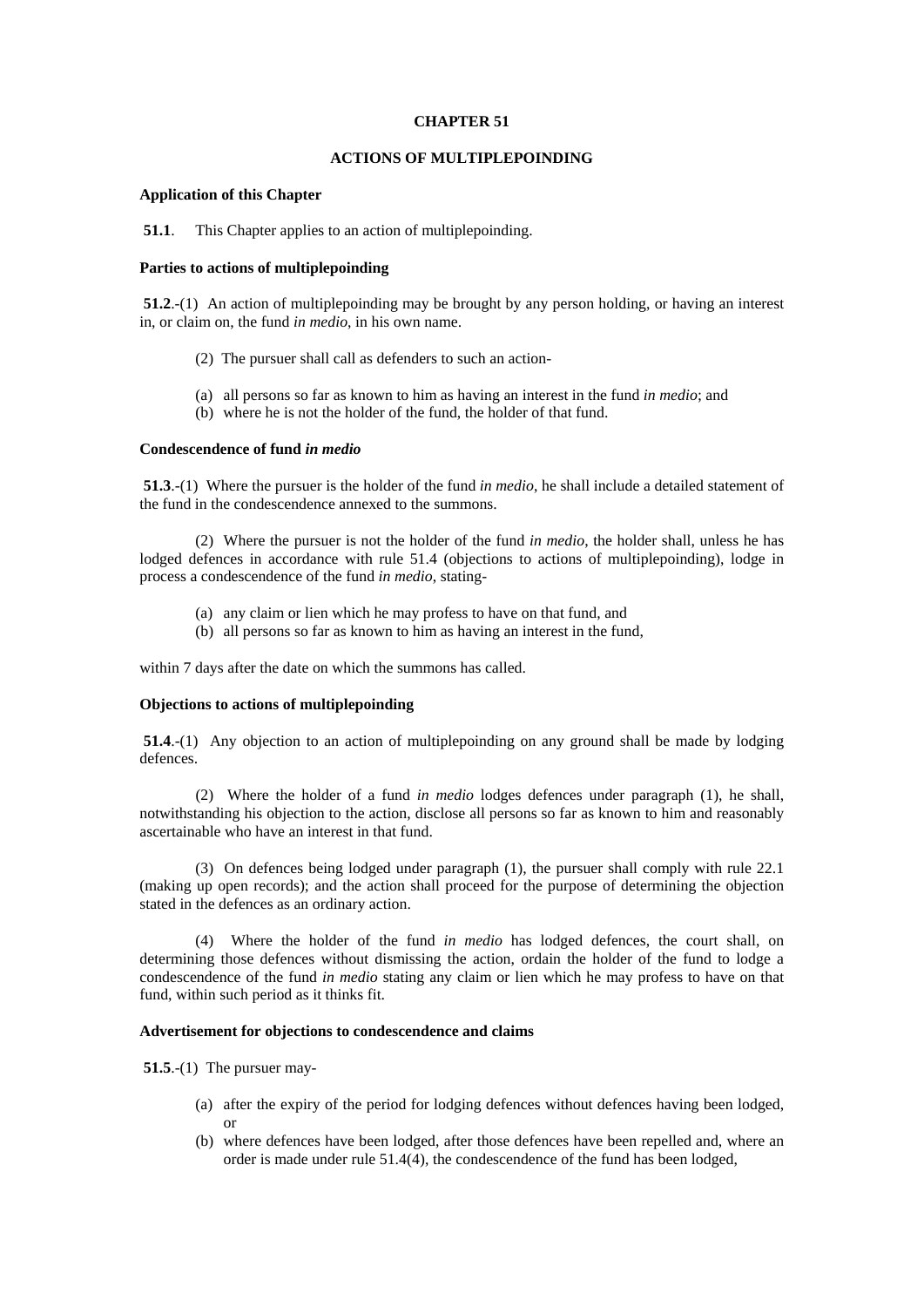# CHAPTER 51

## ACTIONS OF MULTIPLEPOINDING

### Application of this Chapter

**51.1**. This Chapter applies to an action of multiplepoinding.

### Parties to actions of multiplepoinding

**51.2**.-(1) An action of multiplepoinding may be brought by any person holding, or having an interest in, or claim on, the fund *in medio*, in his own name.

(2) The pursuer shall call as defenders to such an action-

(a) all persons so far as known to him as having an interest in the fund *in medio*; and
(b) where he is not the holder of the fund, the holder of that fund.

### Condescendence of fund *in medio*

**51.3**.-(1) Where the pursuer is the holder of the fund *in medio*, he shall include a detailed statement of the fund in the condescendence annexed to the summons.

(2) Where the pursuer is not the holder of the fund *in medio*, the holder shall, unless he has lodged defences in accordance with rule 51.4 (objections to actions of multiplepoinding), lodge in process a condescendence of the fund *in medio*, stating-

(a) any claim or lien which he may profess to have on that fund, and
(b) all persons so far as known to him as having an interest in the fund,

within 7 days after the date on which the summons has called.

### Objections to actions of multiplepoinding

**51.4**.-(1) Any objection to an action of multiplepoinding on any ground shall be made by lodging defences.

(2) Where the holder of a fund *in medio* lodges defences under paragraph (1), he shall, notwithstanding his objection to the action, disclose all persons so far as known to him and reasonably ascertainable who have an interest in that fund.

(3) On defences being lodged under paragraph (1), the pursuer shall comply with rule 22.1 (making up open records); and the action shall proceed for the purpose of determining the objection stated in the defences as an ordinary action.

(4) Where the holder of the fund *in medio* has lodged defences, the court shall, on determining those defences without dismissing the action, ordain the holder of the fund to lodge a condescendence of the fund *in medio* stating any claim or lien which he may profess to have on that fund, within such period as it thinks fit.

### Advertisement for objections to condescendence and claims

**51.5**.-(1) The pursuer may-

(a) after the expiry of the period for lodging defences without defences having been lodged, or
(b) where defences have been lodged, after those defences have been repelled and, where an order is made under rule 51.4(4), the condescendence of the fund has been lodged,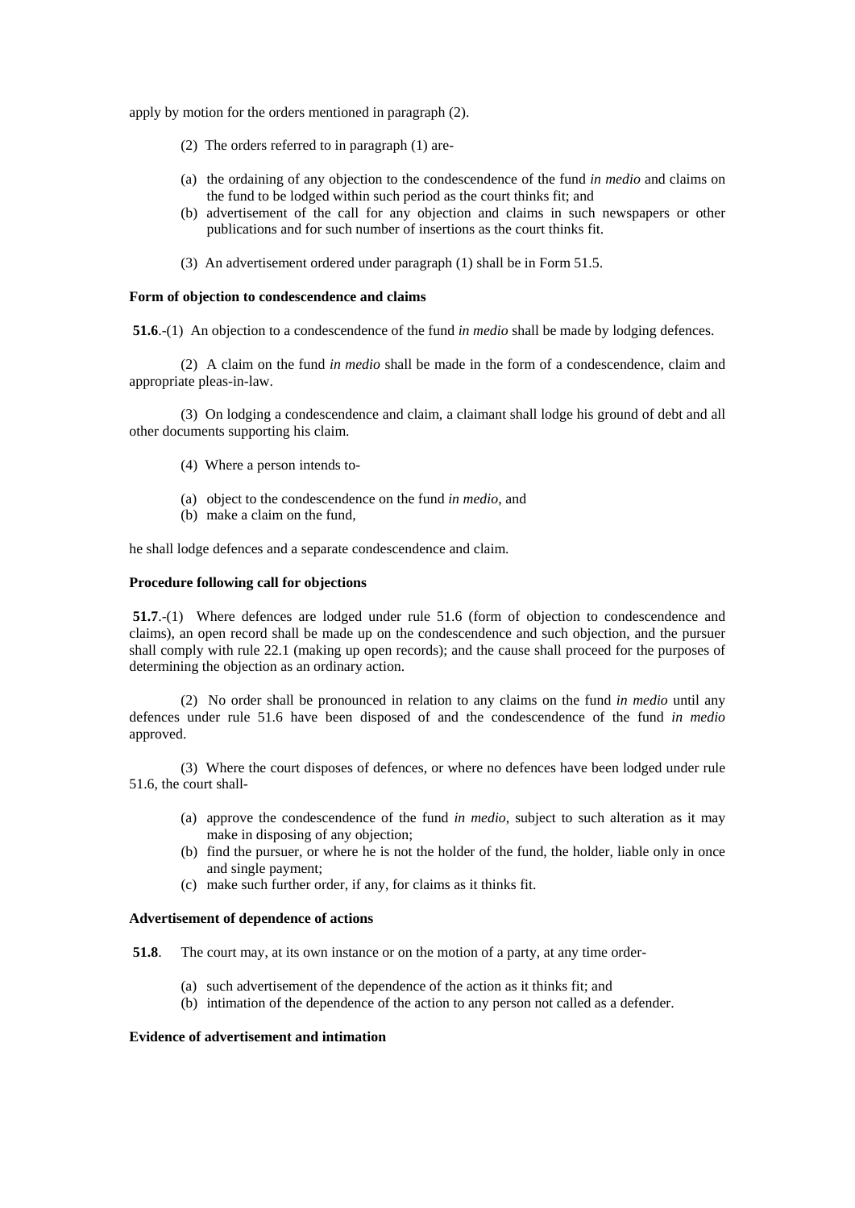apply by motion for the orders mentioned in paragraph (2).

(2) The orders referred to in paragraph (1) are-

(a) the ordaining of any objection to the condescendence of the fund *in medio* and claims on the fund to be lodged within such period as the court thinks fit; and
(b) advertisement of the call for any objection and claims in such newspapers or other publications and for such number of insertions as the court thinks fit.

(3) An advertisement ordered under paragraph (1) shall be in Form 51.5.

**Form of objection to condescendence and claims**

**51.6**.-(1) An objection to a condescendence of the fund *in medio* shall be made by lodging defences.

(2) A claim on the fund *in medio* shall be made in the form of a condescendence, claim and appropriate pleas-in-law.

(3) On lodging a condescendence and claim, a claimant shall lodge his ground of debt and all other documents supporting his claim.

(4) Where a person intends to-

(a) object to the condescendence on the fund *in medio*, and
(b) make a claim on the fund,

he shall lodge defences and a separate condescendence and claim.

**Procedure following call for objections**

**51.7**.-(1) Where defences are lodged under rule 51.6 (form of objection to condescendence and claims), an open record shall be made up on the condescendence and such objection, and the pursuer shall comply with rule 22.1 (making up open records); and the cause shall proceed for the purposes of determining the objection as an ordinary action.

(2) No order shall be pronounced in relation to any claims on the fund *in medio* until any defences under rule 51.6 have been disposed of and the condescendence of the fund *in medio* approved.

(3) Where the court disposes of defences, or where no defences have been lodged under rule 51.6, the court shall-

(a) approve the condescendence of the fund *in medio*, subject to such alteration as it may make in disposing of any objection;
(b) find the pursuer, or where he is not the holder of the fund, the holder, liable only in once and single payment;
(c) make such further order, if any, for claims as it thinks fit.

**Advertisement of dependence of actions**

**51.8**. The court may, at its own instance or on the motion of a party, at any time order-

(a) such advertisement of the dependence of the action as it thinks fit; and
(b) intimation of the dependence of the action to any person not called as a defender.

**Evidence of advertisement and intimation**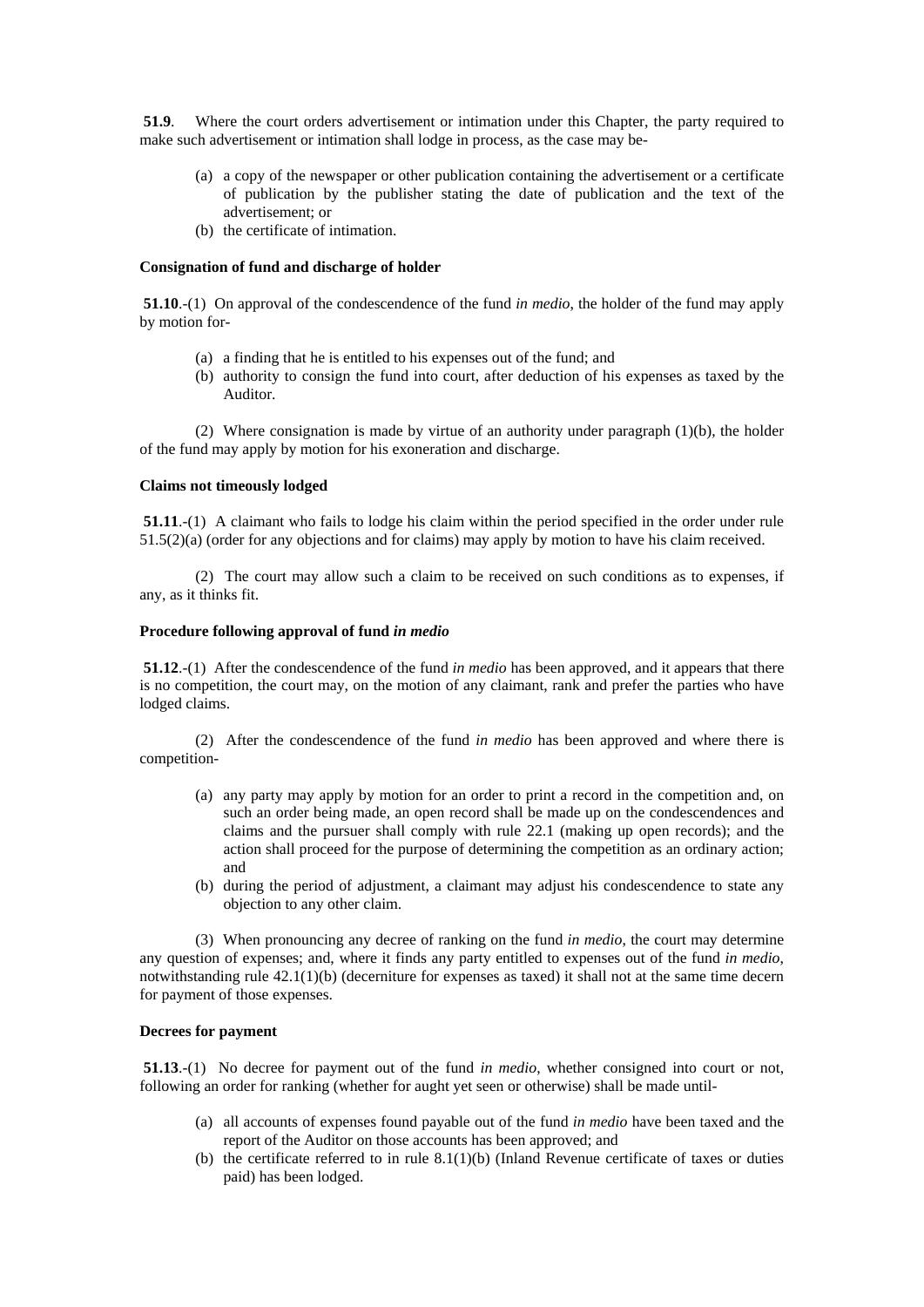**51.9**. Where the court orders advertisement or intimation under this Chapter, the party required to make such advertisement or intimation shall lodge in process, as the case may be-

(a) a copy of the newspaper or other publication containing the advertisement or a certificate of publication by the publisher stating the date of publication and the text of the advertisement; or
(b) the certificate of intimation.

**Consignation of fund and discharge of holder**

**51.10**.-(1) On approval of the condescendence of the fund *in medio*, the holder of the fund may apply by motion for-

(a) a finding that he is entitled to his expenses out of the fund; and
(b) authority to consign the fund into court, after deduction of his expenses as taxed by the Auditor.

(2) Where consignation is made by virtue of an authority under paragraph (1)(b), the holder of the fund may apply by motion for his exoneration and discharge.

**Claims not timeously lodged**

**51.11**.-(1) A claimant who fails to lodge his claim within the period specified in the order under rule 51.5(2)(a) (order for any objections and for claims) may apply by motion to have his claim received.

(2) The court may allow such a claim to be received on such conditions as to expenses, if any, as it thinks fit.

**Procedure following approval of fund *in medio***

**51.12**.-(1) After the condescendence of the fund *in medio* has been approved, and it appears that there is no competition, the court may, on the motion of any claimant, rank and prefer the parties who have lodged claims.

(2) After the condescendence of the fund *in medio* has been approved and where there is competition-

(a) any party may apply by motion for an order to print a record in the competition and, on such an order being made, an open record shall be made up on the condescendences and claims and the pursuer shall comply with rule 22.1 (making up open records); and the action shall proceed for the purpose of determining the competition as an ordinary action; and
(b) during the period of adjustment, a claimant may adjust his condescendence to state any objection to any other claim.

(3) When pronouncing any decree of ranking on the fund *in medio*, the court may determine any question of expenses; and, where it finds any party entitled to expenses out of the fund *in medio*, notwithstanding rule 42.1(1)(b) (decerniture for expenses as taxed) it shall not at the same time decern for payment of those expenses.

**Decrees for payment**

**51.13**.-(1) No decree for payment out of the fund *in medio*, whether consigned into court or not, following an order for ranking (whether for aught yet seen or otherwise) shall be made until-

(a) all accounts of expenses found payable out of the fund *in medio* have been taxed and the report of the Auditor on those accounts has been approved; and
(b) the certificate referred to in rule 8.1(1)(b) (Inland Revenue certificate of taxes or duties paid) has been lodged.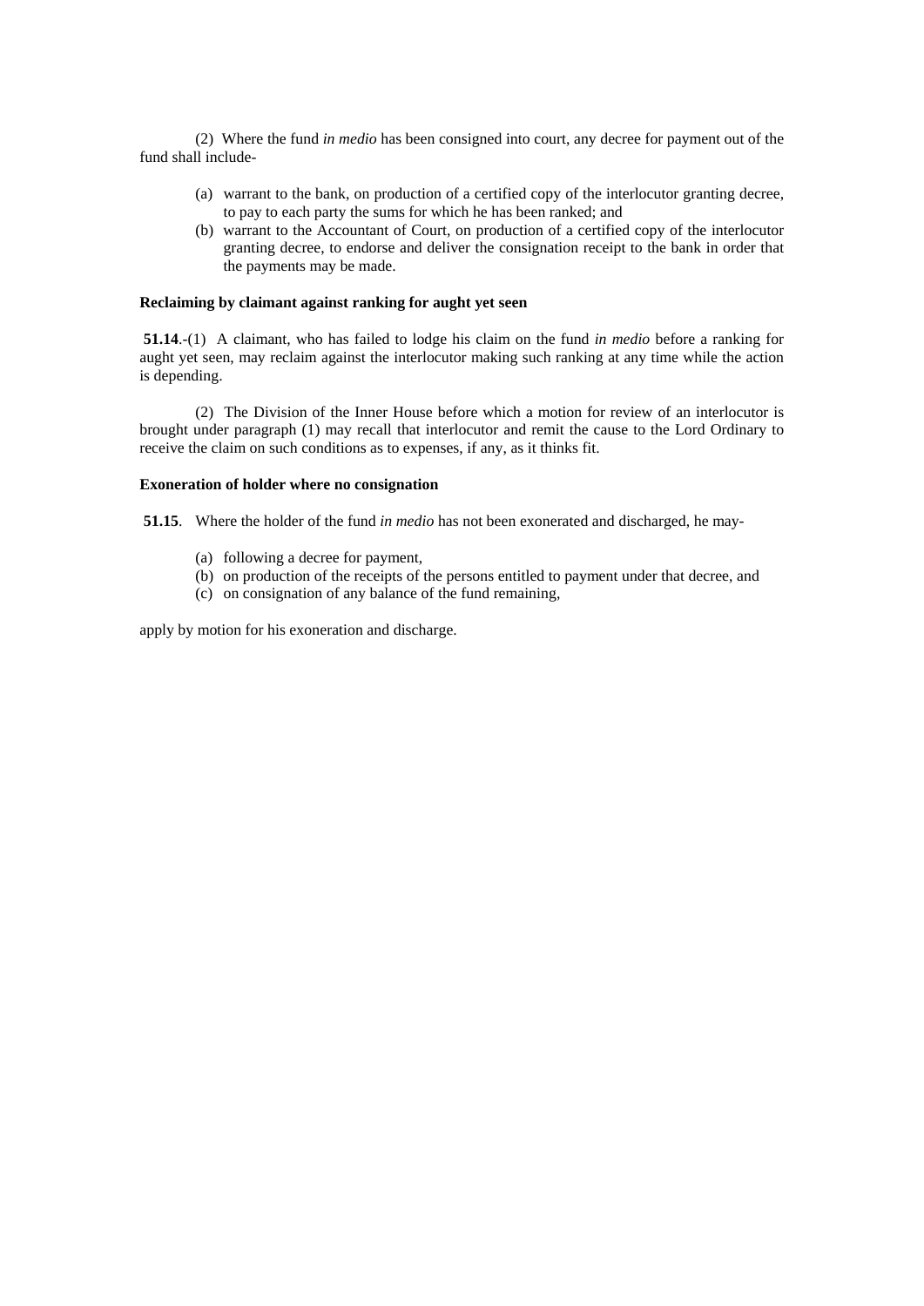(2) Where the fund *in medio* has been consigned into court, any decree for payment out of the fund shall include-

- (a) warrant to the bank, on production of a certified copy of the interlocutor granting decree, to pay to each party the sums for which he has been ranked; and
- (b) warrant to the Accountant of Court, on production of a certified copy of the interlocutor granting decree, to endorse and deliver the consignation receipt to the bank in order that the payments may be made.

**Reclaiming by claimant against ranking for aught yet seen**

**51.14**.-(1) A claimant, who has failed to lodge his claim on the fund *in medio* before a ranking for aught yet seen, may reclaim against the interlocutor making such ranking at any time while the action is depending.

(2) The Division of the Inner House before which a motion for review of an interlocutor is brought under paragraph (1) may recall that interlocutor and remit the cause to the Lord Ordinary to receive the claim on such conditions as to expenses, if any, as it thinks fit.

**Exoneration of holder where no consignation**

**51.15**. Where the holder of the fund *in medio* has not been exonerated and discharged, he may-

- (a) following a decree for payment,
- (b) on production of the receipts of the persons entitled to payment under that decree, and
- (c) on consignation of any balance of the fund remaining,

apply by motion for his exoneration and discharge.